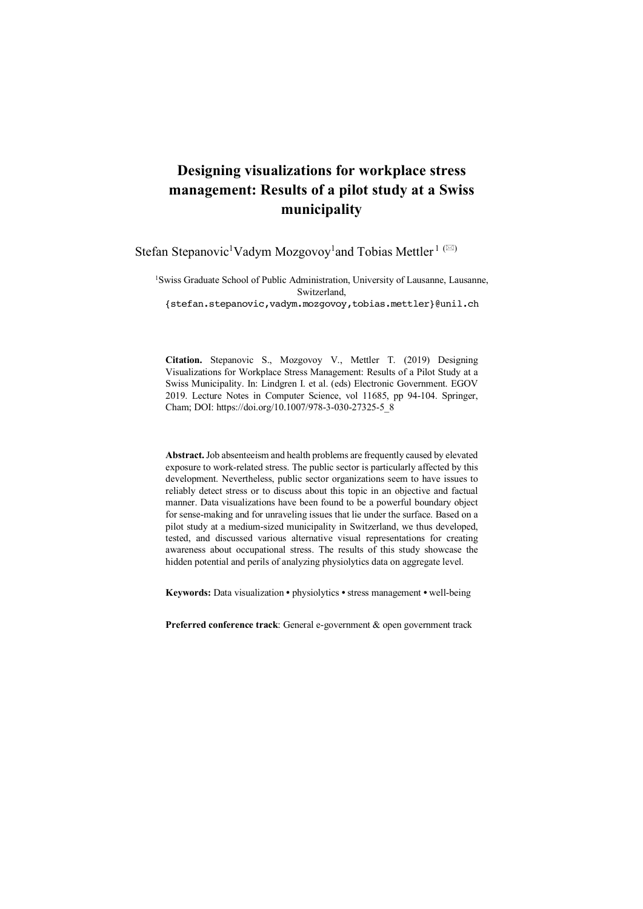# Designing visualizations for workplace stress management: Results of a pilot study at a Swiss municipality

Stefan Stepanovic[1] Vadym Mozgovoy[1] and Tobias Mettler[1] (✉)

[1]Swiss Graduate School of Public Administration, University of Lausanne, Lausanne, Switzerland,
{stefan.stepanovic,vadym.mozgovoy,tobias.mettler}@unil.ch

**Citation.** Stepanovic S., Mozgovoy V., Mettler T. (2019) Designing Visualizations for Workplace Stress Management: Results of a Pilot Study at a Swiss Municipality. In: Lindgren I. et al. (eds) Electronic Government. EGOV 2019. Lecture Notes in Computer Science, vol 11685, pp 94-104. Springer, Cham; DOI: https://doi.org/10.1007/978-3-030-27325-5_8

**Abstract.** Job absenteeism and health problems are frequently caused by elevated exposure to work-related stress. The public sector is particularly affected by this development. Nevertheless, public sector organizations seem to have issues to reliably detect stress or to discuss about this topic in an objective and factual manner. Data visualizations have been found to be a powerful boundary object for sense-making and for unraveling issues that lie under the surface. Based on a pilot study at a medium-sized municipality in Switzerland, we thus developed, tested, and discussed various alternative visual representations for creating awareness about occupational stress. The results of this study showcase the hidden potential and perils of analyzing physiolytics data on aggregate level.

**Keywords:** Data visualization • physiolytics • stress management • well-being

**Preferred conference track**: General e-government & open government track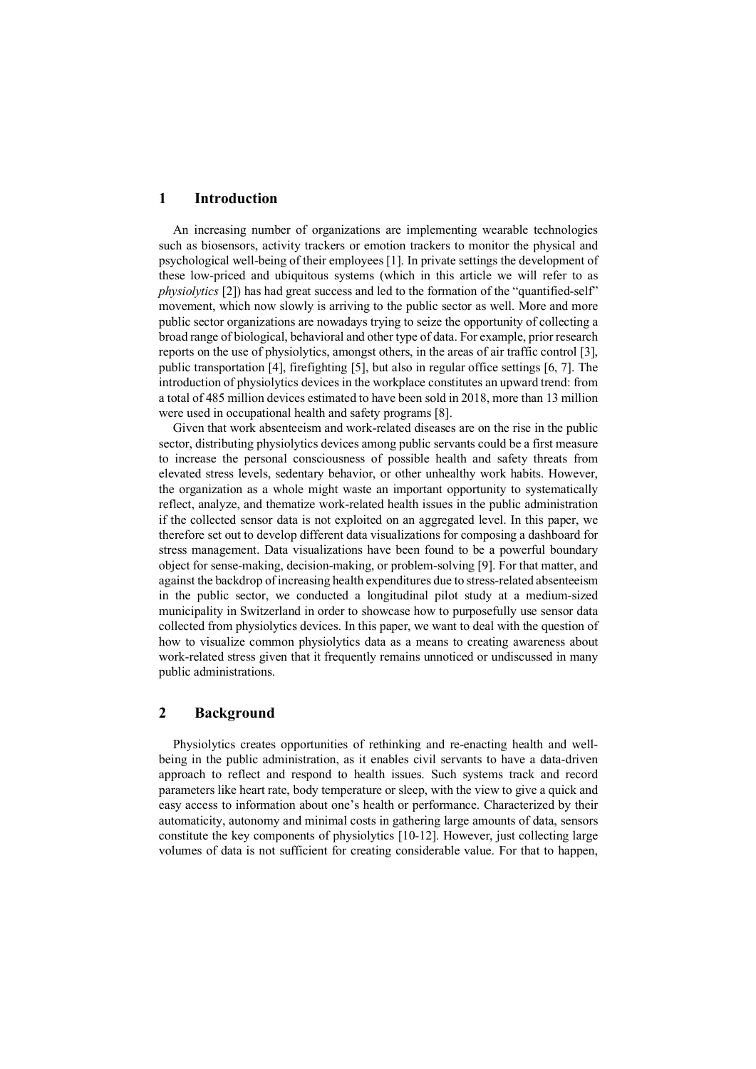## 1 Introduction

An increasing number of organizations are implementing wearable technologies such as biosensors, activity trackers or emotion trackers to monitor the physical and psychological well-being of their employees [1]. In private settings the development of these low-priced and ubiquitous systems (which in this article we will refer to as *physiolytics* [2]) has had great success and led to the formation of the "quantified-self" movement, which now slowly is arriving to the public sector as well. More and more public sector organizations are nowadays trying to seize the opportunity of collecting a broad range of biological, behavioral and other type of data. For example, prior research reports on the use of physiolytics, amongst others, in the areas of air traffic control [3], public transportation [4], firefighting [5], but also in regular office settings [6, 7]. The introduction of physiolytics devices in the workplace constitutes an upward trend: from a total of 485 million devices estimated to have been sold in 2018, more than 13 million were used in occupational health and safety programs [8].

Given that work absenteeism and work-related diseases are on the rise in the public sector, distributing physiolytics devices among public servants could be a first measure to increase the personal consciousness of possible health and safety threats from elevated stress levels, sedentary behavior, or other unhealthy work habits. However, the organization as a whole might waste an important opportunity to systematically reflect, analyze, and thematize work-related health issues in the public administration if the collected sensor data is not exploited on an aggregated level. In this paper, we therefore set out to develop different data visualizations for composing a dashboard for stress management. Data visualizations have been found to be a powerful boundary object for sense-making, decision-making, or problem-solving [9]. For that matter, and against the backdrop of increasing health expenditures due to stress-related absenteeism in the public sector, we conducted a longitudinal pilot study at a medium-sized municipality in Switzerland in order to showcase how to purposefully use sensor data collected from physiolytics devices. In this paper, we want to deal with the question of how to visualize common physiolytics data as a means to creating awareness about work-related stress given that it frequently remains unnoticed or undiscussed in many public administrations.

## 2 Background

Physiolytics creates opportunities of rethinking and re-enacting health and well-being in the public administration, as it enables civil servants to have a data-driven approach to reflect and respond to health issues. Such systems track and record parameters like heart rate, body temperature or sleep, with the view to give a quick and easy access to information about one's health or performance. Characterized by their automaticity, autonomy and minimal costs in gathering large amounts of data, sensors constitute the key components of physiolytics [10-12]. However, just collecting large volumes of data is not sufficient for creating considerable value. For that to happen,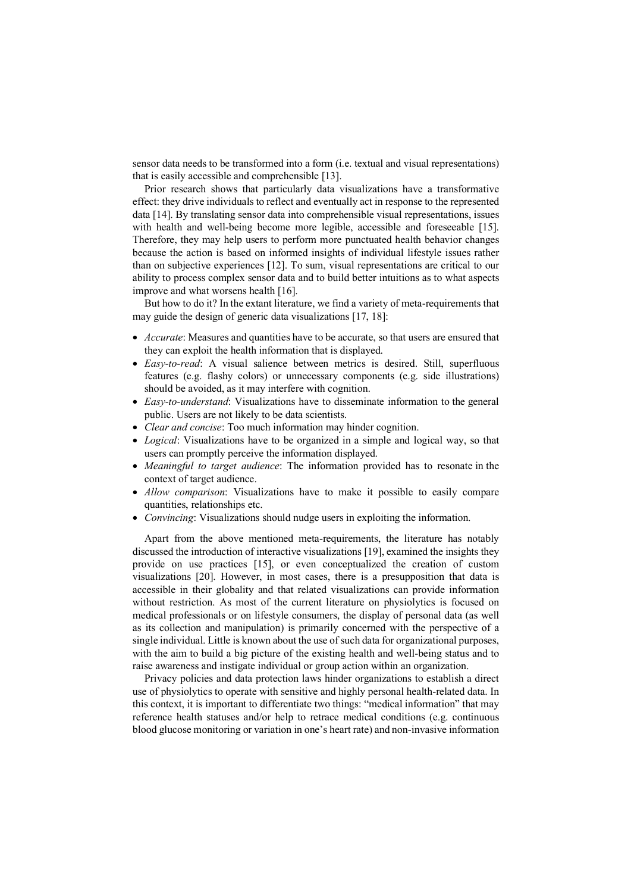sensor data needs to be transformed into a form (i.e. textual and visual representations) that is easily accessible and comprehensible [13].

Prior research shows that particularly data visualizations have a transformative effect: they drive individuals to reflect and eventually act in response to the represented data [14]. By translating sensor data into comprehensible visual representations, issues with health and well-being become more legible, accessible and foreseeable [15]. Therefore, they may help users to perform more punctuated health behavior changes because the action is based on informed insights of individual lifestyle issues rather than on subjective experiences [12]. To sum, visual representations are critical to our ability to process complex sensor data and to build better intuitions as to what aspects improve and what worsens health [16].

But how to do it? In the extant literature, we find a variety of meta-requirements that may guide the design of generic data visualizations [17, 18]:

- *Accurate*: Measures and quantities have to be accurate, so that users are ensured that they can exploit the health information that is displayed.
- *Easy-to-read*: A visual salience between metrics is desired. Still, superfluous features (e.g. flashy colors) or unnecessary components (e.g. side illustrations) should be avoided, as it may interfere with cognition.
- *Easy-to-understand*: Visualizations have to disseminate information to the general public. Users are not likely to be data scientists.
- *Clear and concise*: Too much information may hinder cognition.
- *Logical*: Visualizations have to be organized in a simple and logical way, so that users can promptly perceive the information displayed.
- *Meaningful to target audience*: The information provided has to resonate in the context of target audience.
- *Allow comparison*: Visualizations have to make it possible to easily compare quantities, relationships etc.
- *Convincing*: Visualizations should nudge users in exploiting the information.

Apart from the above mentioned meta-requirements, the literature has notably discussed the introduction of interactive visualizations [19], examined the insights they provide on use practices [15], or even conceptualized the creation of custom visualizations [20]. However, in most cases, there is a presupposition that data is accessible in their globality and that related visualizations can provide information without restriction. As most of the current literature on physiolytics is focused on medical professionals or on lifestyle consumers, the display of personal data (as well as its collection and manipulation) is primarily concerned with the perspective of a single individual. Little is known about the use of such data for organizational purposes, with the aim to build a big picture of the existing health and well-being status and to raise awareness and instigate individual or group action within an organization.

Privacy policies and data protection laws hinder organizations to establish a direct use of physiolytics to operate with sensitive and highly personal health-related data. In this context, it is important to differentiate two things: "medical information" that may reference health statuses and/or help to retrace medical conditions (e.g. continuous blood glucose monitoring or variation in one's heart rate) and non-invasive information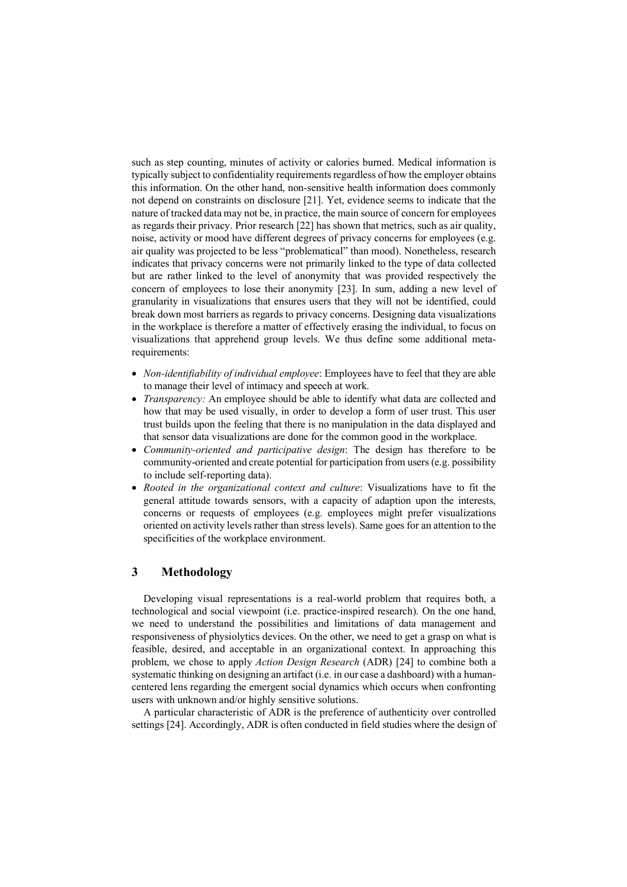such as step counting, minutes of activity or calories burned. Medical information is typically subject to confidentiality requirements regardless of how the employer obtains this information. On the other hand, non-sensitive health information does commonly not depend on constraints on disclosure [21]. Yet, evidence seems to indicate that the nature of tracked data may not be, in practice, the main source of concern for employees as regards their privacy. Prior research [22] has shown that metrics, such as air quality, noise, activity or mood have different degrees of privacy concerns for employees (e.g. air quality was projected to be less "problematical" than mood). Nonetheless, research indicates that privacy concerns were not primarily linked to the type of data collected but are rather linked to the level of anonymity that was provided respectively the concern of employees to lose their anonymity [23]. In sum, adding a new level of granularity in visualizations that ensures users that they will not be identified, could break down most barriers as regards to privacy concerns. Designing data visualizations in the workplace is therefore a matter of effectively erasing the individual, to focus on visualizations that apprehend group levels. We thus define some additional meta-requirements:

- *Non-identifiability of individual employee*: Employees have to feel that they are able to manage their level of intimacy and speech at work.
- *Transparency:* An employee should be able to identify what data are collected and how that may be used visually, in order to develop a form of user trust. This user trust builds upon the feeling that there is no manipulation in the data displayed and that sensor data visualizations are done for the common good in the workplace.
- *Community-oriented and participative design*: The design has therefore to be community-oriented and create potential for participation from users (e.g. possibility to include self-reporting data).
- *Rooted in the organizational context and culture*: Visualizations have to fit the general attitude towards sensors, with a capacity of adaption upon the interests, concerns or requests of employees (e.g. employees might prefer visualizations oriented on activity levels rather than stress levels). Same goes for an attention to the specificities of the workplace environment.

## 3 Methodology

Developing visual representations is a real-world problem that requires both, a technological and social viewpoint (i.e. practice-inspired research). On the one hand, we need to understand the possibilities and limitations of data management and responsiveness of physiolytics devices. On the other, we need to get a grasp on what is feasible, desired, and acceptable in an organizational context. In approaching this problem, we chose to apply *Action Design Research* (ADR) [24] to combine both a systematic thinking on designing an artifact (i.e. in our case a dashboard) with a human-centered lens regarding the emergent social dynamics which occurs when confronting users with unknown and/or highly sensitive solutions.

A particular characteristic of ADR is the preference of authenticity over controlled settings [24]. Accordingly, ADR is often conducted in field studies where the design of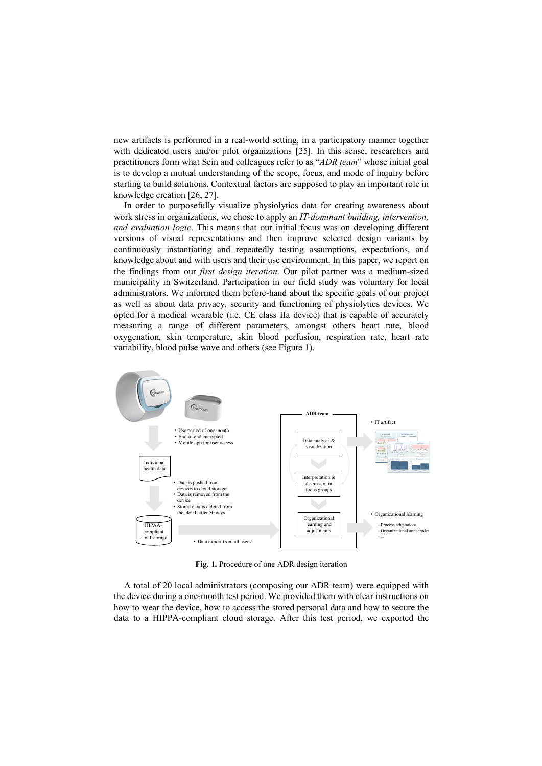new artifacts is performed in a real-world setting, in a participatory manner together with dedicated users and/or pilot organizations [25]. In this sense, researchers and practitioners form what Sein and colleagues refer to as "*ADR team*" whose initial goal is to develop a mutual understanding of the scope, focus, and mode of inquiry before starting to build solutions. Contextual factors are supposed to play an important role in knowledge creation [26, 27].

In order to purposefully visualize physiolytics data for creating awareness about work stress in organizations, we chose to apply an *IT-dominant building, intervention, and evaluation logic*. This means that our initial focus was on developing different versions of visual representations and then improve selected design variants by continuously instantiating and repeatedly testing assumptions, expectations, and knowledge about and with users and their use environment. In this paper, we report on the findings from our *first design iteration*. Our pilot partner was a medium-sized municipality in Switzerland. Participation in our field study was voluntary for local administrators. We informed them before-hand about the specific goals of our project as well as about data privacy, security and functioning of physiolytics devices. We opted for a medical wearable (i.e. CE class IIa device) that is capable of accurately measuring a range of different parameters, amongst others heart rate, blood oxygenation, skin temperature, skin blood perfusion, respiration rate, heart rate variability, blood pulse wave and others (see Figure 1).

**Fig. 1.** Procedure of one ADR design iteration

A total of 20 local administrators (composing our ADR team) were equipped with the device during a one-month test period. We provided them with clear instructions on how to wear the device, how to access the stored personal data and how to secure the data to a HIPPA-compliant cloud storage. After this test period, we exported the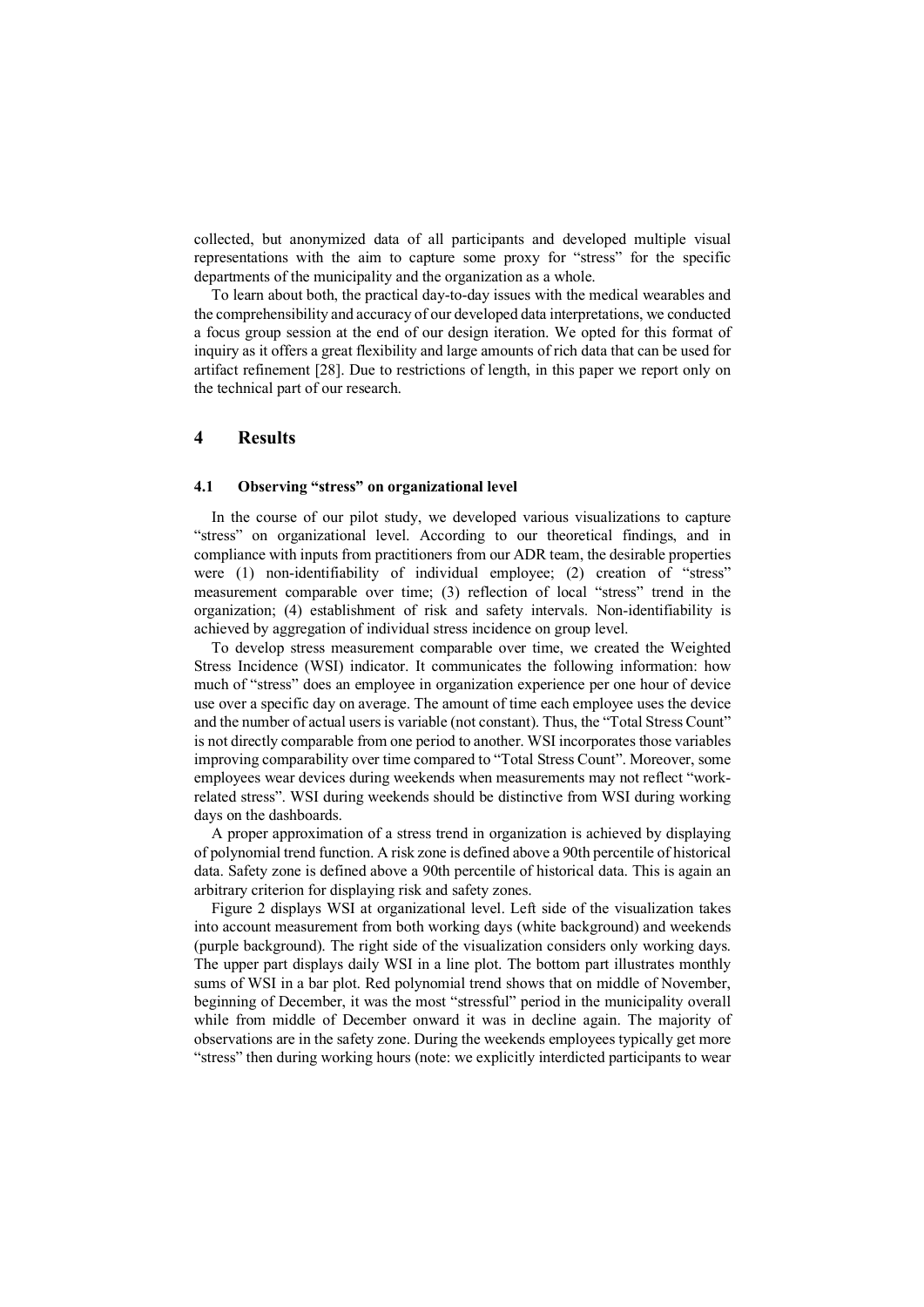collected, but anonymized data of all participants and developed multiple visual representations with the aim to capture some proxy for "stress" for the specific departments of the municipality and the organization as a whole.

To learn about both, the practical day-to-day issues with the medical wearables and the comprehensibility and accuracy of our developed data interpretations, we conducted a focus group session at the end of our design iteration. We opted for this format of inquiry as it offers a great flexibility and large amounts of rich data that can be used for artifact refinement [28]. Due to restrictions of length, in this paper we report only on the technical part of our research.

# 4 Results

## 4.1 Observing "stress" on organizational level

In the course of our pilot study, we developed various visualizations to capture "stress" on organizational level. According to our theoretical findings, and in compliance with inputs from practitioners from our ADR team, the desirable properties were (1) non-identifiability of individual employee; (2) creation of "stress" measurement comparable over time; (3) reflection of local "stress" trend in the organization; (4) establishment of risk and safety intervals. Non-identifiability is achieved by aggregation of individual stress incidence on group level.

To develop stress measurement comparable over time, we created the Weighted Stress Incidence (WSI) indicator. It communicates the following information: how much of "stress" does an employee in organization experience per one hour of device use over a specific day on average. The amount of time each employee uses the device and the number of actual users is variable (not constant). Thus, the "Total Stress Count" is not directly comparable from one period to another. WSI incorporates those variables improving comparability over time compared to "Total Stress Count". Moreover, some employees wear devices during weekends when measurements may not reflect "work-related stress". WSI during weekends should be distinctive from WSI during working days on the dashboards.

A proper approximation of a stress trend in organization is achieved by displaying of polynomial trend function. A risk zone is defined above a 90th percentile of historical data. Safety zone is defined above a 90th percentile of historical data. This is again an arbitrary criterion for displaying risk and safety zones.

Figure 2 displays WSI at organizational level. Left side of the visualization takes into account measurement from both working days (white background) and weekends (purple background). The right side of the visualization considers only working days. The upper part displays daily WSI in a line plot. The bottom part illustrates monthly sums of WSI in a bar plot. Red polynomial trend shows that on middle of November, beginning of December, it was the most "stressful" period in the municipality overall while from middle of December onward it was in decline again. The majority of observations are in the safety zone. During the weekends employees typically get more "stress" then during working hours (note: we explicitly interdicted participants to wear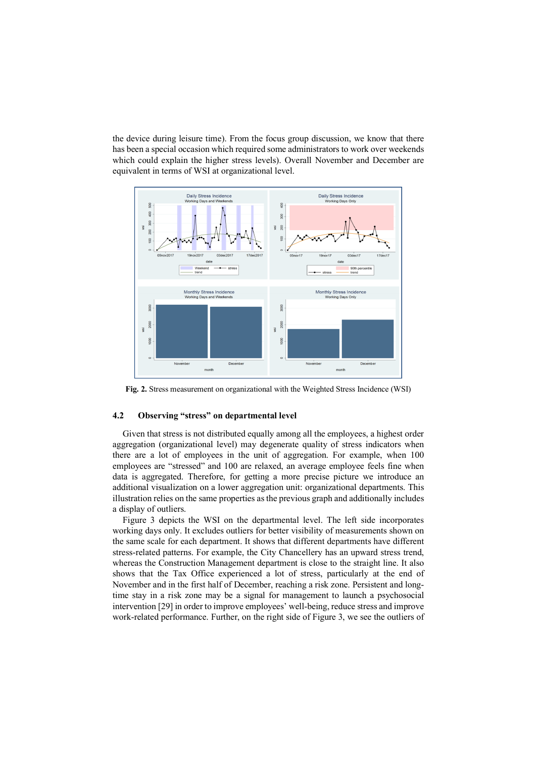the device during leisure time). From the focus group discussion, we know that there has been a special occasion which required some administrators to work over weekends which could explain the higher stress levels). Overall November and December are equivalent in terms of WSI at organizational level.

**Fig. 2.** Stress measurement on organizational with the Weighted Stress Incidence (WSI)

### 4.2 Observing "stress" on departmental level

Given that stress is not distributed equally among all the employees, a highest order aggregation (organizational level) may degenerate quality of stress indicators when there are a lot of employees in the unit of aggregation. For example, when 100 employees are "stressed" and 100 are relaxed, an average employee feels fine when data is aggregated. Therefore, for getting a more precise picture we introduce an additional visualization on a lower aggregation unit: organizational departments. This illustration relies on the same properties as the previous graph and additionally includes a display of outliers.

Figure 3 depicts the WSI on the departmental level. The left side incorporates working days only. It excludes outliers for better visibility of measurements shown on the same scale for each department. It shows that different departments have different stress-related patterns. For example, the City Chancellery has an upward stress trend, whereas the Construction Management department is close to the straight line. It also shows that the Tax Office experienced a lot of stress, particularly at the end of November and in the first half of December, reaching a risk zone. Persistent and long-time stay in a risk zone may be a signal for management to launch a psychosocial intervention [29] in order to improve employees' well-being, reduce stress and improve work-related performance. Further, on the right side of Figure 3, we see the outliers of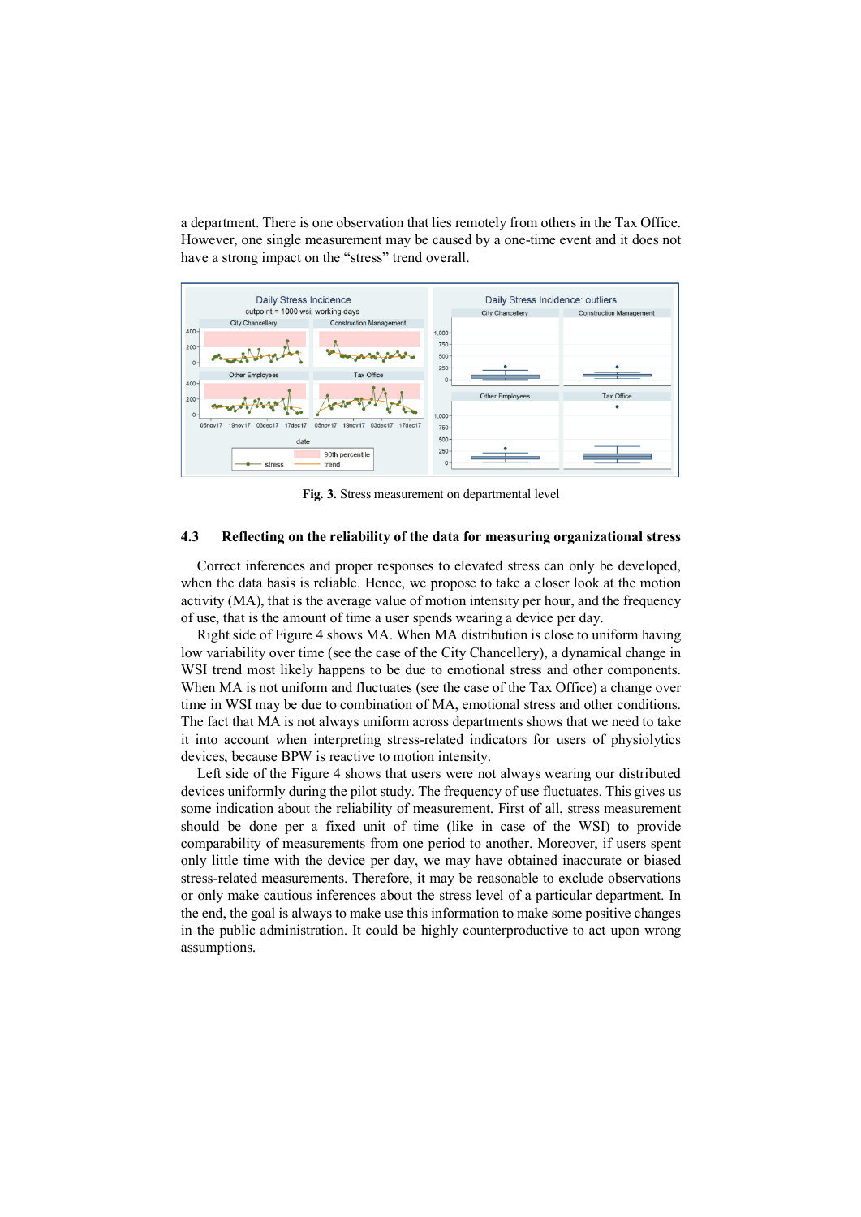a department. There is one observation that lies remotely from others in the Tax Office. However, one single measurement may be caused by a one-time event and it does not have a strong impact on the "stress" trend overall.

Daily Stress Incidence
cutpoint = 1000 wsi; working days
City Chancellery
Construction Management
Other Employees
Tax Office
400
200
0
05nov17 19nov17 03dec17 17dec17 05nov17 19nov17 03dec17 17dec17
date
90th percentile
stress
trend

Daily Stress Incidence: outliers
City Chancellery
Construction Management
Other Employees
Tax Office
1,000
750
500
250
0

**Fig. 3.** Stress measurement on departmental level

### 4.3 Reflecting on the reliability of the data for measuring organizational stress

Correct inferences and proper responses to elevated stress can only be developed, when the data basis is reliable. Hence, we propose to take a closer look at the motion activity (MA), that is the average value of motion intensity per hour, and the frequency of use, that is the amount of time a user spends wearing a device per day.

Right side of Figure 4 shows MA. When MA distribution is close to uniform having low variability over time (see the case of the City Chancellery), a dynamical change in WSI trend most likely happens to be due to emotional stress and other components. When MA is not uniform and fluctuates (see the case of the Tax Office) a change over time in WSI may be due to combination of MA, emotional stress and other conditions. The fact that MA is not always uniform across departments shows that we need to take it into account when interpreting stress-related indicators for users of physiolytics devices, because BPW is reactive to motion intensity.

Left side of the Figure 4 shows that users were not always wearing our distributed devices uniformly during the pilot study. The frequency of use fluctuates. This gives us some indication about the reliability of measurement. First of all, stress measurement should be done per a fixed unit of time (like in case of the WSI) to provide comparability of measurements from one period to another. Moreover, if users spent only little time with the device per day, we may have obtained inaccurate or biased stress-related measurements. Therefore, it may be reasonable to exclude observations or only make cautious inferences about the stress level of a particular department. In the end, the goal is always to make use this information to make some positive changes in the public administration. It could be highly counterproductive to act upon wrong assumptions.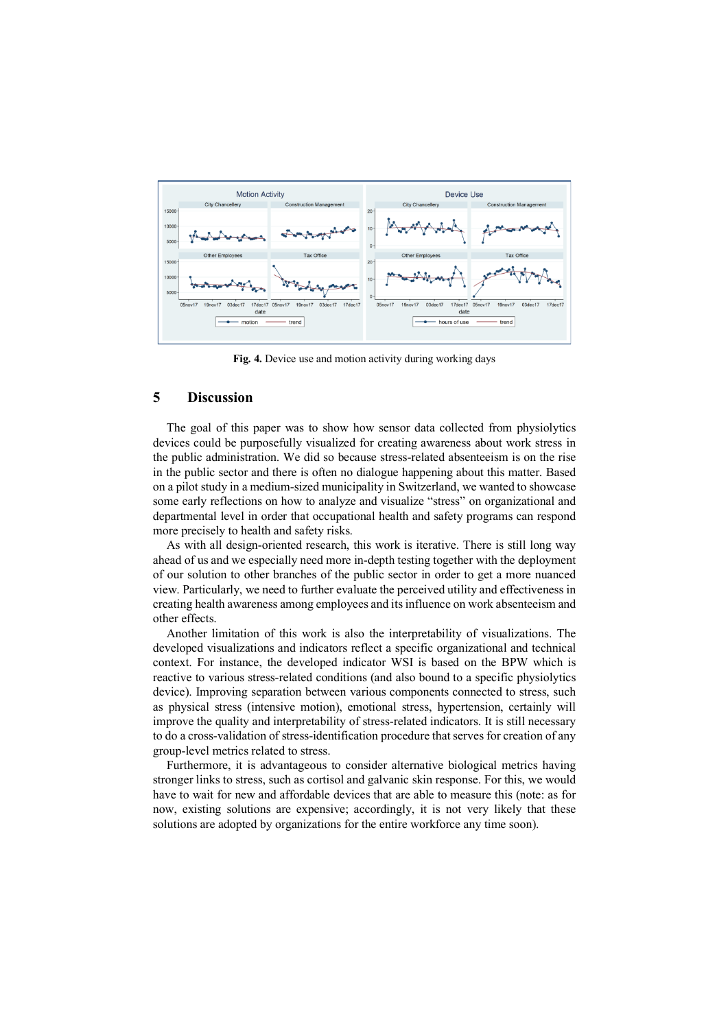Motion Activity

City Chancellery

Construction Management

15000

10000

5000

Other Employees

Tax Office

15000

10000

5000

05nov17 19nov17 03dec17 17dec17 05nov17 19nov17 03dec17 17dec17

date

motion — trend

Device Use

City Chancellery

Construction Management

20

10

0

Other Employees

Tax Office

20

10

0

05nov17 19nov17 03dec17 17dec17 05nov17 19nov17 03dec17 17dec17

date

hours of use — trend

**Fig. 4.** Device use and motion activity during working days

## 5 Discussion

The goal of this paper was to show how sensor data collected from physiolytics devices could be purposefully visualized for creating awareness about work stress in the public administration. We did so because stress-related absenteeism is on the rise in the public sector and there is often no dialogue happening about this matter. Based on a pilot study in a medium-sized municipality in Switzerland, we wanted to showcase some early reflections on how to analyze and visualize "stress" on organizational and departmental level in order that occupational health and safety programs can respond more precisely to health and safety risks.

As with all design-oriented research, this work is iterative. There is still long way ahead of us and we especially need more in-depth testing together with the deployment of our solution to other branches of the public sector in order to get a more nuanced view. Particularly, we need to further evaluate the perceived utility and effectiveness in creating health awareness among employees and its influence on work absenteeism and other effects.

Another limitation of this work is also the interpretability of visualizations. The developed visualizations and indicators reflect a specific organizational and technical context. For instance, the developed indicator WSI is based on the BPW which is reactive to various stress-related conditions (and also bound to a specific physiolytics device). Improving separation between various components connected to stress, such as physical stress (intensive motion), emotional stress, hypertension, certainly will improve the quality and interpretability of stress-related indicators. It is still necessary to do a cross-validation of stress-identification procedure that serves for creation of any group-level metrics related to stress.

Furthermore, it is advantageous to consider alternative biological metrics having stronger links to stress, such as cortisol and galvanic skin response. For this, we would have to wait for new and affordable devices that are able to measure this (note: as for now, existing solutions are expensive; accordingly, it is not very likely that these solutions are adopted by organizations for the entire workforce any time soon).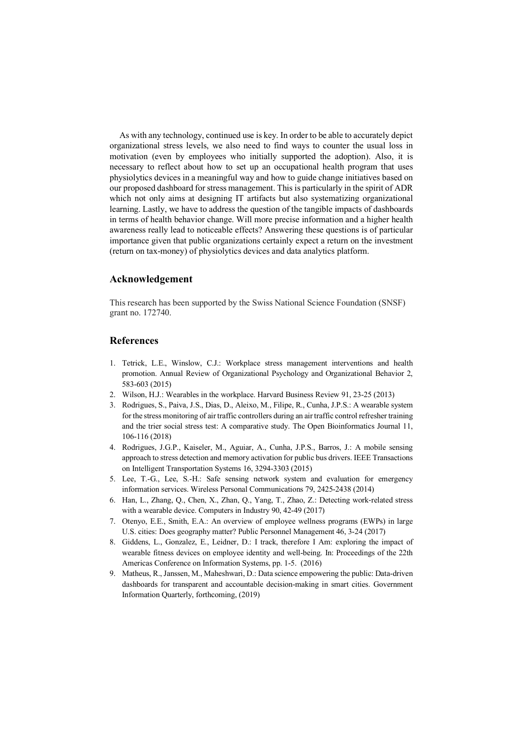As with any technology, continued use is key. In order to be able to accurately depict organizational stress levels, we also need to find ways to counter the usual loss in motivation (even by employees who initially supported the adoption). Also, it is necessary to reflect about how to set up an occupational health program that uses physiolytics devices in a meaningful way and how to guide change initiatives based on our proposed dashboard for stress management. This is particularly in the spirit of ADR which not only aims at designing IT artifacts but also systematizing organizational learning. Lastly, we have to address the question of the tangible impacts of dashboards in terms of health behavior change. Will more precise information and a higher health awareness really lead to noticeable effects? Answering these questions is of particular importance given that public organizations certainly expect a return on the investment (return on tax-money) of physiolytics devices and data analytics platform.

## Acknowledgement

This research has been supported by the Swiss National Science Foundation (SNSF) grant no. 172740.

## References

1. Tetrick, L.E., Winslow, C.J.: Workplace stress management interventions and health promotion. Annual Review of Organizational Psychology and Organizational Behavior 2, 583-603 (2015)
2. Wilson, H.J.: Wearables in the workplace. Harvard Business Review 91, 23-25 (2013)
3. Rodrigues, S., Paiva, J.S., Dias, D., Aleixo, M., Filipe, R., Cunha, J.P.S.: A wearable system for the stress monitoring of air traffic controllers during an air traffic control refresher training and the trier social stress test: A comparative study. The Open Bioinformatics Journal 11, 106-116 (2018)
4. Rodrigues, J.G.P., Kaiseler, M., Aguiar, A., Cunha, J.P.S., Barros, J.: A mobile sensing approach to stress detection and memory activation for public bus drivers. IEEE Transactions on Intelligent Transportation Systems 16, 3294-3303 (2015)
5. Lee, T.-G., Lee, S.-H.: Safe sensing network system and evaluation for emergency information services. Wireless Personal Communications 79, 2425-2438 (2014)
6. Han, L., Zhang, Q., Chen, X., Zhan, Q., Yang, T., Zhao, Z.: Detecting work-related stress with a wearable device. Computers in Industry 90, 42-49 (2017)
7. Otenyo, E.E., Smith, E.A.: An overview of employee wellness programs (EWPs) in large U.S. cities: Does geography matter? Public Personnel Management 46, 3-24 (2017)
8. Giddens, L., Gonzalez, E., Leidner, D.: I track, therefore I Am: exploring the impact of wearable fitness devices on employee identity and well-being. In: Proceedings of the 22th Americas Conference on Information Systems, pp. 1-5. (2016)
9. Matheus, R., Janssen, M., Maheshwari, D.: Data science empowering the public: Data-driven dashboards for transparent and accountable decision-making in smart cities. Government Information Quarterly, forthcoming, (2019)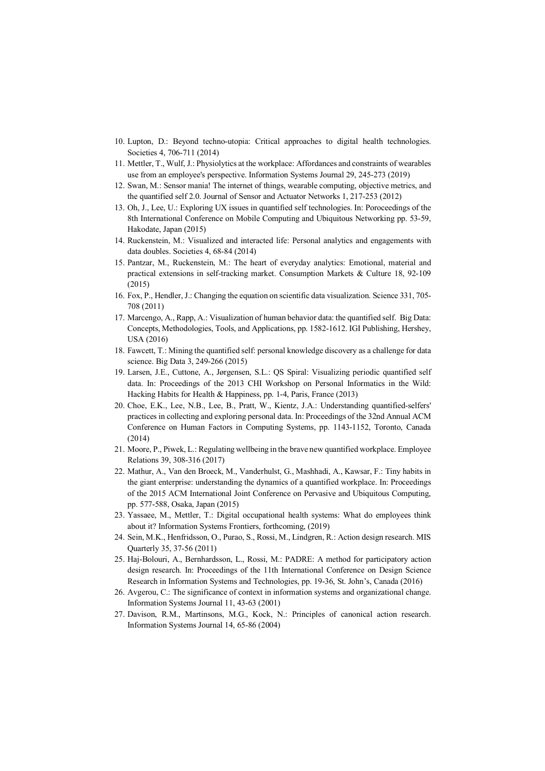10. Lupton, D.: Beyond techno-utopia: Critical approaches to digital health technologies. Societies 4, 706-711 (2014)
11. Mettler, T., Wulf, J.: Physiolytics at the workplace: Affordances and constraints of wearables use from an employee's perspective. Information Systems Journal 29, 245-273 (2019)
12. Swan, M.: Sensor mania! The internet of things, wearable computing, objective metrics, and the quantified self 2.0. Journal of Sensor and Actuator Networks 1, 217-253 (2012)
13. Oh, J., Lee, U.: Exploring UX issues in quantified self technologies. In: Poroceedings of the 8th International Conference on Mobile Computing and Ubiquitous Networking pp. 53-59, Hakodate, Japan (2015)
14. Ruckenstein, M.: Visualized and interacted life: Personal analytics and engagements with data doubles. Societies 4, 68-84 (2014)
15. Pantzar, M., Ruckenstein, M.: The heart of everyday analytics: Emotional, material and practical extensions in self-tracking market. Consumption Markets & Culture 18, 92-109 (2015)
16. Fox, P., Hendler, J.: Changing the equation on scientific data visualization. Science 331, 705-708 (2011)
17. Marcengo, A., Rapp, A.: Visualization of human behavior data: the quantified self. Big Data: Concepts, Methodologies, Tools, and Applications, pp. 1582-1612. IGI Publishing, Hershey, USA (2016)
18. Fawcett, T.: Mining the quantified self: personal knowledge discovery as a challenge for data science. Big Data 3, 249-266 (2015)
19. Larsen, J.E., Cuttone, A., Jørgensen, S.L.: QS Spiral: Visualizing periodic quantified self data. In: Proceedings of the 2013 CHI Workshop on Personal Informatics in the Wild: Hacking Habits for Health & Happiness, pp. 1-4, Paris, France (2013)
20. Choe, E.K., Lee, N.B., Lee, B., Pratt, W., Kientz, J.A.: Understanding quantified-selfers' practices in collecting and exploring personal data. In: Proceedings of the 32nd Annual ACM Conference on Human Factors in Computing Systems, pp. 1143-1152, Toronto, Canada (2014)
21. Moore, P., Piwek, L.: Regulating wellbeing in the brave new quantified workplace. Employee Relations 39, 308-316 (2017)
22. Mathur, A., Van den Broeck, M., Vanderhulst, G., Mashhadi, A., Kawsar, F.: Tiny habits in the giant enterprise: understanding the dynamics of a quantified workplace. In: Proceedings of the 2015 ACM International Joint Conference on Pervasive and Ubiquitous Computing, pp. 577-588, Osaka, Japan (2015)
23. Yassaee, M., Mettler, T.: Digital occupational health systems: What do employees think about it? Information Systems Frontiers, forthcoming, (2019)
24. Sein, M.K., Henfridsson, O., Purao, S., Rossi, M., Lindgren, R.: Action design research. MIS Quarterly 35, 37-56 (2011)
25. Haj-Bolouri, A., Bernhardsson, L., Rossi, M.: PADRE: A method for participatory action design research. In: Proceedings of the 11th International Conference on Design Science Research in Information Systems and Technologies, pp. 19-36, St. John's, Canada (2016)
26. Avgerou, C.: The significance of context in information systems and organizational change. Information Systems Journal 11, 43-63 (2001)
27. Davison, R.M., Martinsons, M.G., Kock, N.: Principles of canonical action research. Information Systems Journal 14, 65-86 (2004)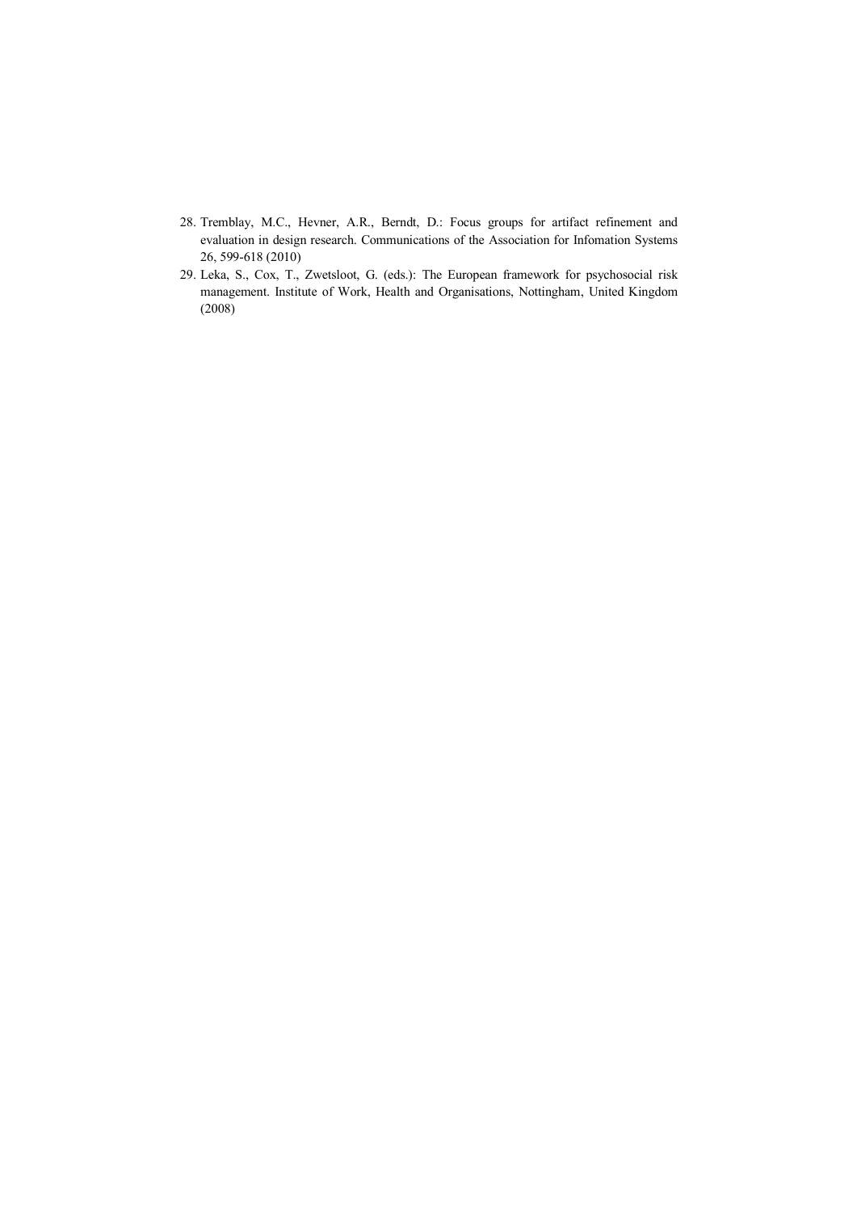28. Tremblay, M.C., Hevner, A.R., Berndt, D.: Focus groups for artifact refinement and evaluation in design research. Communications of the Association for Infomation Systems 26, 599-618 (2010)
29. Leka, S., Cox, T., Zwetsloot, G. (eds.): The European framework for psychosocial risk management. Institute of Work, Health and Organisations, Nottingham, United Kingdom (2008)